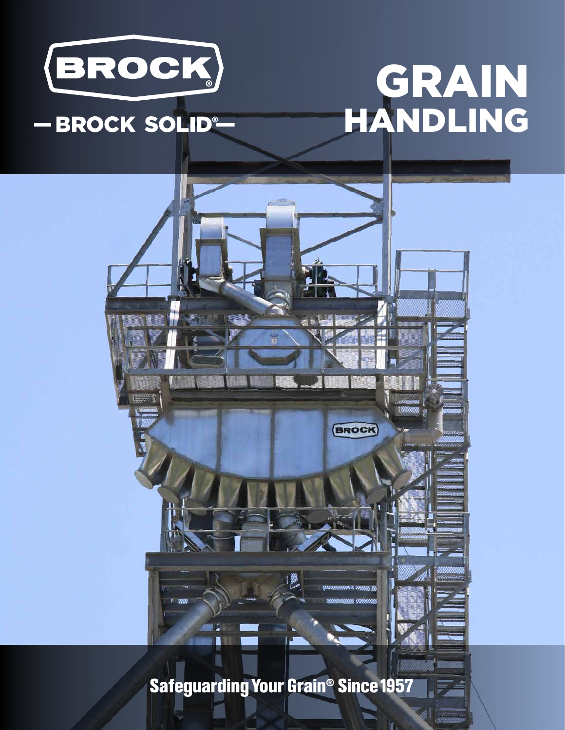BROCK®

— BROCK SOLID® —

# GRAIN HANDLING

Safeguarding Your Grain® Since 1957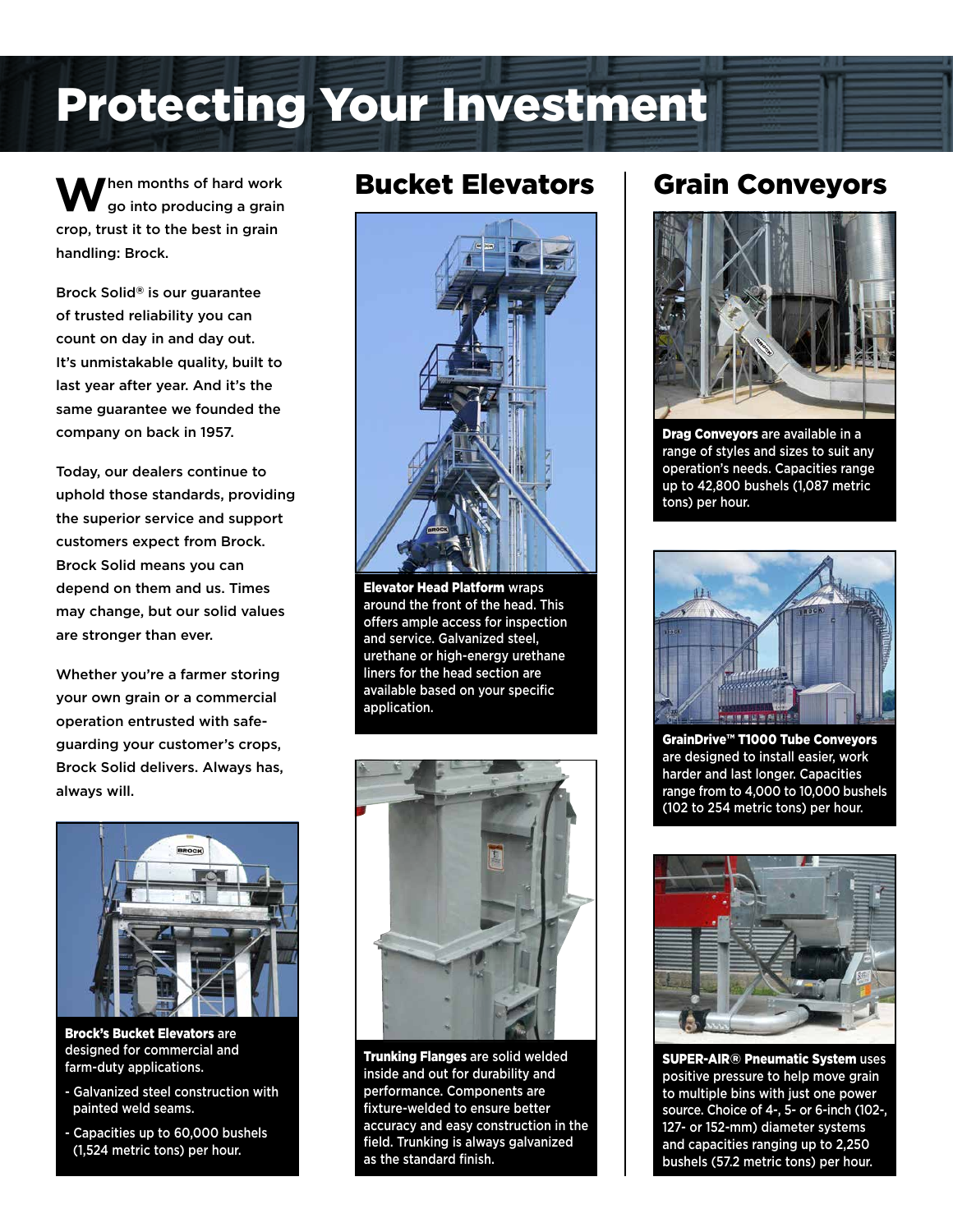# Protecting Your Investment

When months of hard work go into producing a grain crop, trust it to the best in grain handling: Brock.

Brock Solid® is our guarantee of trusted reliability you can count on day in and day out. It's unmistakable quality, built to last year after year. And it's the same guarantee we founded the company on back in 1957.

Today, our dealers continue to uphold those standards, providing the superior service and support customers expect from Brock. Brock Solid means you can depend on them and us. Times may change, but our solid values are stronger than ever.

Whether you're a farmer storing your own grain or a commercial operation entrusted with safe-guarding your customer's crops, Brock Solid delivers. Always has, always will.

**Brock's Bucket Elevators** are designed for commercial and farm-duty applications.

- Galvanized steel construction with painted weld seams.
- Capacities up to 60,000 bushels (1,524 metric tons) per hour.

## Bucket Elevators

**Elevator Head Platform** wraps around the front of the head. This offers ample access for inspection and service. Galvanized steel, urethane or high-energy urethane liners for the head section are available based on your specific application.

**Trunking Flanges** are solid welded inside and out for durability and performance. Components are fixture-welded to ensure better accuracy and easy construction in the field. Trunking is always galvanized as the standard finish.

## Grain Conveyors

**Drag Conveyors** are available in a range of styles and sizes to suit any operation's needs. Capacities range up to 42,800 bushels (1,087 metric tons) per hour.

**GrainDrive™ T1000 Tube Conveyors** are designed to install easier, work harder and last longer. Capacities range from to 4,000 to 10,000 bushels (102 to 254 metric tons) per hour.

**SUPER-AIR® Pneumatic System** uses positive pressure to help move grain to multiple bins with just one power source. Choice of 4-, 5- or 6-inch (102-, 127- or 152-mm) diameter systems and capacities ranging up to 2,250 bushels (57.2 metric tons) per hour.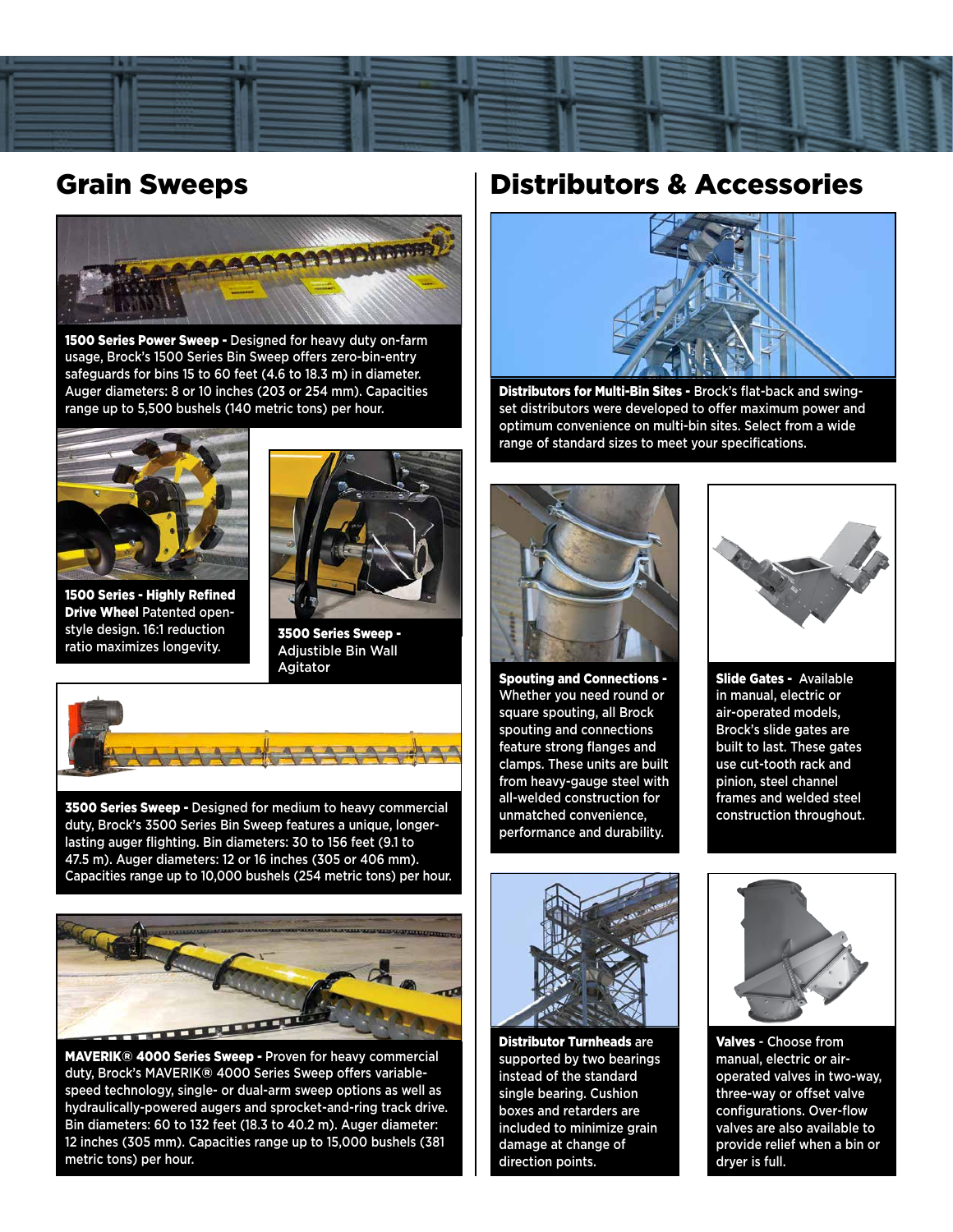## Grain Sweeps

**1500 Series Power Sweep -** Designed for heavy duty on-farm usage, Brock's 1500 Series Bin Sweep offers zero-bin-entry safeguards for bins 15 to 60 feet (4.6 to 18.3 m) in diameter. Auger diameters: 8 or 10 inches (203 or 254 mm). Capacities range up to 5,500 bushels (140 metric tons) per hour.

**1500 Series - Highly Refined Drive Wheel** Patented open-style design. 16:1 reduction ratio maximizes longevity.

**3500 Series Sweep -** Adjustable Bin Wall Agitator

**3500 Series Sweep -** Designed for medium to heavy commercial duty, Brock's 3500 Series Bin Sweep features a unique, longer-lasting auger flighting. Bin diameters: 30 to 156 feet (9.1 to 47.5 m). Auger diameters: 12 or 16 inches (305 or 406 mm). Capacities range up to 10,000 bushels (254 metric tons) per hour.

**MAVERIK® 4000 Series Sweep -** Proven for heavy commercial duty, Brock's MAVERIK® 4000 Series Sweep offers variable-speed technology, single- or dual-arm sweep options as well as hydraulically-powered augers and sprocket-and-ring track drive. Bin diameters: 60 to 132 feet (18.3 to 40.2 m). Auger diameter: 12 inches (305 mm). Capacities range up to 15,000 bushels (381 metric tons) per hour.

## Distributors & Accessories

**Distributors for Multi-Bin Sites -** Brock's flat-back and swing-set distributors were developed to offer maximum power and optimum convenience on multi-bin sites. Select from a wide range of standard sizes to meet your specifications.

**Spouting and Connections -** Whether you need round or square spouting, all Brock spouting and connections feature strong flanges and clamps. These units are built from heavy-gauge steel with all-welded construction for unmatched convenience, performance and durability.

**Slide Gates -** Available in manual, electric or air-operated models, Brock's slide gates are built to last. These gates use cut-tooth rack and pinion, steel channel frames and welded steel construction throughout.

**Distributor Turnheads** are supported by two bearings instead of the standard single bearing. Cushion boxes and retarders are included to minimize grain damage at change of direction points.

**Valves -** Choose from manual, electric or air-operated valves in two-way, three-way or offset valve configurations. Over-flow valves are also available to provide relief when a bin or dryer is full.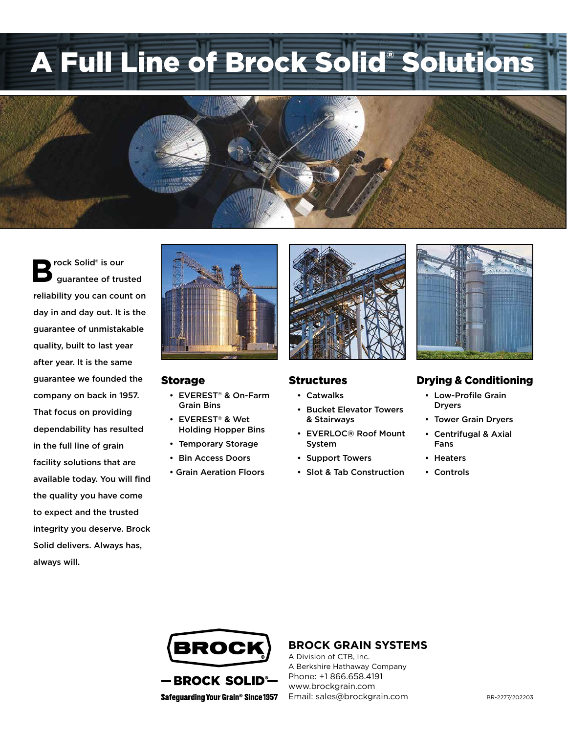# A Full Line of Brock Solid® Solutions

Brock Solid® is our guarantee of trusted reliability you can count on day in and day out. It is the guarantee of unmistakable quality, built to last year after year. It is the same guarantee we founded the company on back in 1957. That focus on providing dependability has resulted in the full line of grain facility solutions that are available today. You will find the quality you have come to expect and the trusted integrity you deserve. Brock Solid delivers. Always has, always will.

### Storage

- EVEREST® & On-Farm Grain Bins
- EVEREST® & Wet Holding Hopper Bins
- Temporary Storage
- Bin Access Doors
- Grain Aeration Floors

### Structures

- Catwalks
- Bucket Elevator Towers & Stairways
- EVERLOC® Roof Mount System
- Support Towers
- Slot & Tab Construction

### Drying & Conditioning

- Low-Profile Grain Dryers
- Tower Grain Dryers
- Centrifugal & Axial Fans
- Heaters
- Controls

BROCK®

— BROCK SOLID® —

Safeguarding Your Grain® Since 1957

**BROCK GRAIN SYSTEMS**

A Division of CTB, Inc.
A Berkshire Hathaway Company
Phone: +1 866.658.4191
www.brockgrain.com
Email: sales@brockgrain.com

BR-2277/202203